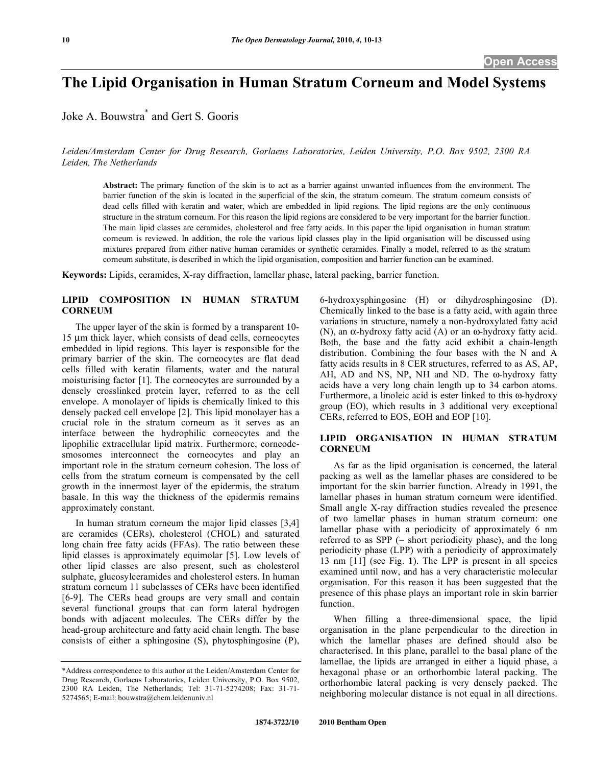# The Lipid Organisation in Human Stratum Corneum and Model Systems

Joke A. Bouwstra* and Gert S. Gooris

*Leiden/Amsterdam Center for Drug Research, Gorlaeus Laboratories, Leiden University, P.O. Box 9502, 2300 RA Leiden, The Netherlands*

**Abstract:** The primary function of the skin is to act as a barrier against unwanted influences from the environment. The barrier function of the skin is located in the superficial of the skin, the stratum corneum. The stratum corneum consists of dead cells filled with keratin and water, which are embedded in lipid regions. The lipid regions are the only continuous structure in the stratum corneum. For this reason the lipid regions are considered to be very important for the barrier function. The main lipid classes are ceramides, cholesterol and free fatty acids. In this paper the lipid organisation in human stratum corneum is reviewed. In addition, the role the various lipid classes play in the lipid organisation will be discussed using mixtures prepared from either native human ceramides or synthetic ceramides. Finally a model, referred to as the stratum corneum substitute, is described in which the lipid organisation, composition and barrier function can be examined.

**Keywords:** Lipids, ceramides, X-ray diffraction, lamellar phase, lateral packing, barrier function.

## LIPID COMPOSITION IN HUMAN STRATUM CORNEUM

The upper layer of the skin is formed by a transparent 10-15 μm thick layer, which consists of dead cells, corneocytes embedded in lipid regions. This layer is responsible for the primary barrier of the skin. The corneocytes are flat dead cells filled with keratin filaments, water and the natural moisturising factor [1]. The corneocytes are surrounded by a densely crosslinked protein layer, referred to as the cell envelope. A monolayer of lipids is chemically linked to this densely packed cell envelope [2]. This lipid monolayer has a crucial role in the stratum corneum as it serves as an interface between the hydrophilic corneocytes and the lipophilic extracellular lipid matrix. Furthermore, corneodesmosomes interconnect the corneocytes and play an important role in the stratum corneum cohesion. The loss of cells from the stratum corneum is compensated by the cell growth in the innermost layer of the epidermis, the stratum basale. In this way the thickness of the epidermis remains approximately constant.

In human stratum corneum the major lipid classes [3,4] are ceramides (CERs), cholesterol (CHOL) and saturated long chain free fatty acids (FFAs). The ratio between these lipid classes is approximately equimolar [5]. Low levels of other lipid classes are also present, such as cholesterol sulphate, glucosylceramides and cholesterol esters. In human stratum corneum 11 subclasses of CERs have been identified [6-9]. The CERs head groups are very small and contain several functional groups that can form lateral hydrogen bonds with adjacent molecules. The CERs differ by the head-group architecture and fatty acid chain length. The base consists of either a sphingosine (S), phytosphingosine (P), 6-hydroxysphingosine (H) or dihydrosphingosine (D). Chemically linked to the base is a fatty acid, with again three variations in structure, namely a non-hydroxylated fatty acid (N), an α-hydroxy fatty acid (A) or an ω-hydroxy fatty acid. Both, the base and the fatty acid exhibit a chain-length distribution. Combining the four bases with the N and A fatty acids results in 8 CER structures, referred to as AS, AP, AH, AD and NS, NP, NH and ND. The ω-hydroxy fatty acids have a very long chain length up to 34 carbon atoms. Furthermore, a linoleic acid is ester linked to this ω-hydroxy group (EO), which results in 3 additional very exceptional CERs, referred to EOS, EOH and EOP [10].

## LIPID ORGANISATION IN HUMAN STRATUM CORNEUM

As far as the lipid organisation is concerned, the lateral packing as well as the lamellar phases are considered to be important for the skin barrier function. Already in 1991, the lamellar phases in human stratum corneum were identified. Small angle X-ray diffraction studies revealed the presence of two lamellar phases in human stratum corneum: one lamellar phase with a periodicity of approximately 6 nm referred to as SPP (= short periodicity phase), and the long periodicity phase (LPP) with a periodicity of approximately 13 nm [11] (see Fig. **1**). The LPP is present in all species examined until now, and has a very characteristic molecular organisation. For this reason it has been suggested that the presence of this phase plays an important role in skin barrier function.

When filling a three-dimensional space, the lipid organisation in the plane perpendicular to the direction in which the lamellar phases are defined should also be characterised. In this plane, parallel to the basal plane of the lamellae, the lipids are arranged in either a liquid phase, a hexagonal phase or an orthorhombic lateral packing. The orthorhombic lateral packing is very densely packed. The neighboring molecular distance is not equal in all directions.

*Address correspondence to this author at the Leiden/Amsterdam Center for Drug Research, Gorlaeus Laboratories, Leiden University, P.O. Box 9502, 2300 RA Leiden, The Netherlands; Tel: 31-71-5274208; Fax: 31-71-5274565; E-mail: bouwstra@chem.leidenuniv.nl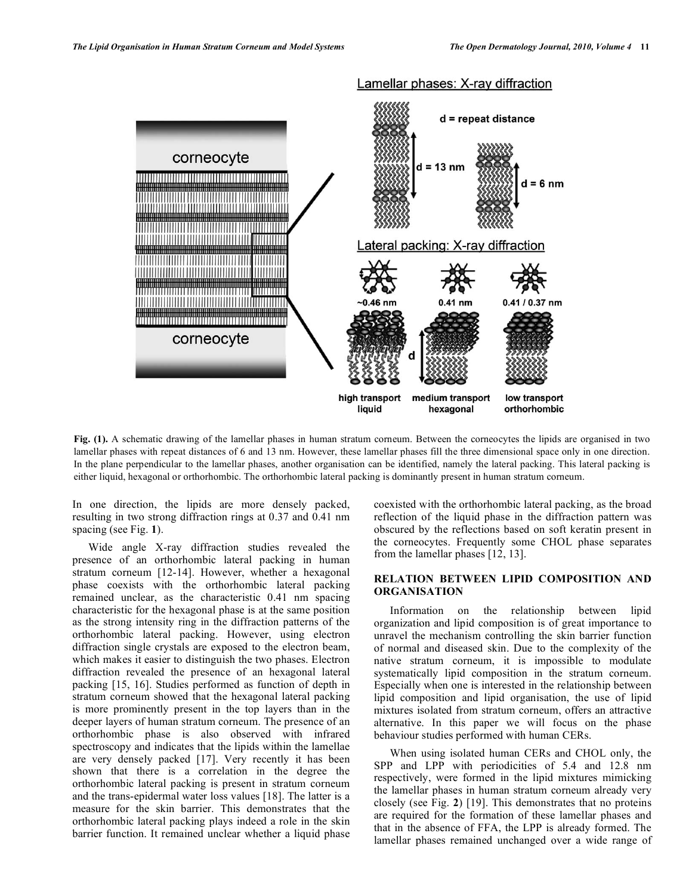Fig. (1). A schematic drawing of the lamellar phases in human stratum corneum. Between the corneocytes the lipids are organised in two lamellar phases with repeat distances of 6 and 13 nm. However, these lamellar phases fill the three dimensional space only in one direction. In the plane perpendicular to the lamellar phases, another organisation can be identified, namely the lateral packing. This lateral packing is either liquid, hexagonal or orthorhombic. The orthorhombic lateral packing is dominantly present in human stratum corneum.

In one direction, the lipids are more densely packed, resulting in two strong diffraction rings at 0.37 and 0.41 nm spacing (see Fig. **1**).

Wide angle X-ray diffraction studies revealed the presence of an orthorhombic lateral packing in human stratum corneum [12-14]. However, whether a hexagonal phase coexists with the orthorhombic lateral packing remained unclear, as the characteristic 0.41 nm spacing characteristic for the hexagonal phase is at the same position as the strong intensity ring in the diffraction patterns of the orthorhombic lateral packing. However, using electron diffraction single crystals are exposed to the electron beam, which makes it easier to distinguish the two phases. Electron diffraction revealed the presence of an hexagonal lateral packing [15, 16]. Studies performed as function of depth in stratum corneum showed that the hexagonal lateral packing is more prominently present in the top layers than in the deeper layers of human stratum corneum. The presence of an orthorhombic phase is also observed with infrared spectroscopy and indicates that the lipids within the lamellae are very densely packed [17]. Very recently it has been shown that there is a correlation in the degree the orthorhombic lateral packing is present in stratum corneum and the trans-epidermal water loss values [18]. The latter is a measure for the skin barrier. This demonstrates that the orthorhombic lateral packing plays indeed a role in the skin barrier function. It remained unclear whether a liquid phase coexisted with the orthorhombic lateral packing, as the broad reflection of the liquid phase in the diffraction pattern was obscured by the reflections based on soft keratin present in the corneocytes. Frequently some CHOL phase separates from the lamellar phases [12, 13].

## RELATION BETWEEN LIPID COMPOSITION AND ORGANISATION

Information on the relationship between lipid organization and lipid composition is of great importance to unravel the mechanism controlling the skin barrier function of normal and diseased skin. Due to the complexity of the native stratum corneum, it is impossible to modulate systematically lipid composition in the stratum corneum. Especially when one is interested in the relationship between lipid composition and lipid organisation, the use of lipid mixtures isolated from stratum corneum, offers an attractive alternative. In this paper we will focus on the phase behaviour studies performed with human CERs.

When using isolated human CERs and CHOL only, the SPP and LPP with periodicities of 5.4 and 12.8 nm respectively, were formed in the lipid mixtures mimicking the lamellar phases in human stratum corneum already very closely (see Fig. **2**) [19]. This demonstrates that no proteins are required for the formation of these lamellar phases and that in the absence of FFA, the LPP is already formed. The lamellar phases remained unchanged over a wide range of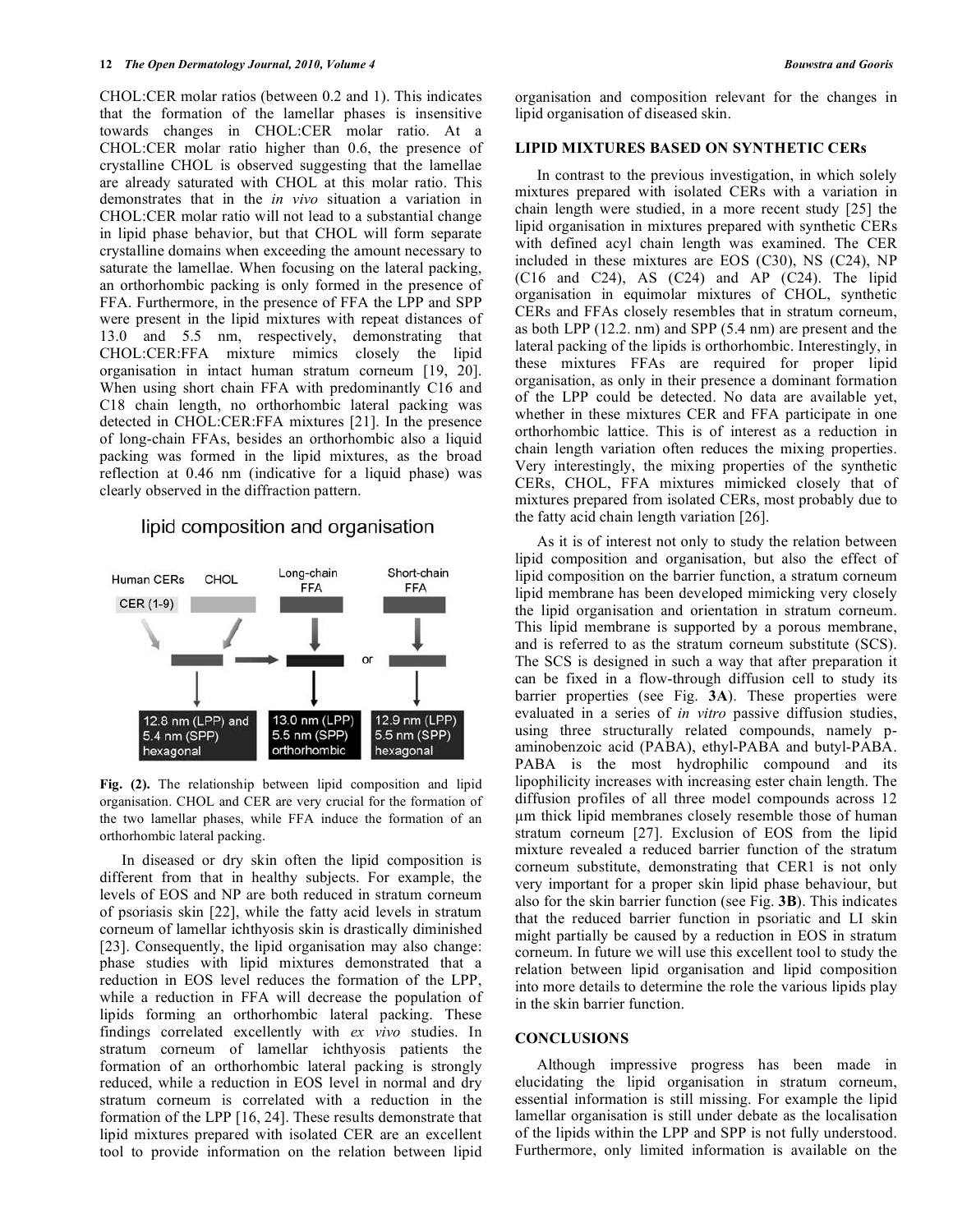CHOL:CER molar ratios (between 0.2 and 1). This indicates that the formation of the lamellar phases is insensitive towards changes in CHOL:CER molar ratio. At a CHOL:CER molar ratio higher than 0.6, the presence of crystalline CHOL is observed suggesting that the lamellae are already saturated with CHOL at this molar ratio. This demonstrates that in the *in vivo* situation a variation in CHOL:CER molar ratio will not lead to a substantial change in lipid phase behavior, but that CHOL will form separate crystalline domains when exceeding the amount necessary to saturate the lamellae. When focusing on the lateral packing, an orthorhombic packing is only formed in the presence of FFA. Furthermore, in the presence of FFA the LPP and SPP were present in the lipid mixtures with repeat distances of 13.0 and 5.5 nm, respectively, demonstrating that CHOL:CER:FFA mixture mimics closely the lipid organisation in intact human stratum corneum [19, 20]. When using short chain FFA with predominantly C16 and C18 chain length, no orthorhombic lateral packing was detected in CHOL:CER:FFA mixtures [21]. In the presence of long-chain FFAs, besides an orthorhombic also a liquid packing was formed in the lipid mixtures, as the broad reflection at 0.46 nm (indicative for a liquid phase) was clearly observed in the diffraction pattern.

lipid composition and organisation

Human CERs CHOL Long-chain FFA Short-chain FFA

CER (1-9)

12.8 nm (LPP) and 5.4 nm (SPP) hexagonal | 13.0 nm (LPP) 5.5 nm (SPP) orthorhombic | 12.9 nm (LPP) 5.5 nm (SPP) hexagonal

**Fig. (2).** The relationship between lipid composition and lipid organisation. CHOL and CER are very crucial for the formation of the two lamellar phases, while FFA induce the formation of an orthorhombic lateral packing.

In diseased or dry skin often the lipid composition is different from that in healthy subjects. For example, the levels of EOS and NP are both reduced in stratum corneum of psoriasis skin [22], while the fatty acid levels in stratum corneum of lamellar ichthyosis skin is drastically diminished [23]. Consequently, the lipid organisation may also change: phase studies with lipid mixtures demonstrated that a reduction in EOS level reduces the formation of the LPP, while a reduction in FFA will decrease the population of lipids forming an orthorhombic lateral packing. These findings correlated excellently with *ex vivo* studies. In stratum corneum of lamellar ichthyosis patients the formation of an orthorhombic lateral packing is strongly reduced, while a reduction in EOS level in normal and dry stratum corneum is correlated with a reduction in the formation of the LPP [16, 24]. These results demonstrate that lipid mixtures prepared with isolated CER are an excellent tool to provide information on the relation between lipid organisation and composition relevant for the changes in lipid organisation of diseased skin.

## LIPID MIXTURES BASED ON SYNTHETIC CERs

In contrast to the previous investigation, in which solely mixtures prepared with isolated CERs with a variation in chain length were studied, in a more recent study [25] the lipid organisation in mixtures prepared with synthetic CERs with defined acyl chain length was examined. The CER included in these mixtures are EOS (C30), NS (C24), NP (C16 and C24), AS (C24) and AP (C24). The lipid organisation in equimolar mixtures of CHOL, synthetic CERs and FFAs closely resembles that in stratum corneum, as both LPP (12.2. nm) and SPP (5.4 nm) are present and the lateral packing of the lipids is orthorhombic. Interestingly, in these mixtures FFAs are required for proper lipid organisation, as only in their presence a dominant formation of the LPP could be detected. No data are available yet, whether in these mixtures CER and FFA participate in one orthorhombic lattice. This is of interest as a reduction in chain length variation often reduces the mixing properties. Very interestingly, the mixing properties of the synthetic CERs, CHOL, FFA mixtures mimicked closely that of mixtures prepared from isolated CERs, most probably due to the fatty acid chain length variation [26].

As it is of interest not only to study the relation between lipid composition and organisation, but also the effect of lipid composition on the barrier function, a stratum corneum lipid membrane has been developed mimicking very closely the lipid organisation and orientation in stratum corneum. This lipid membrane is supported by a porous membrane, and is referred to as the stratum corneum substitute (SCS). The SCS is designed in such a way that after preparation it can be fixed in a flow-through diffusion cell to study its barrier properties (see Fig. **3A**). These properties were evaluated in a series of *in vitro* passive diffusion studies, using three structurally related compounds, namely p-aminobenzoic acid (PABA), ethyl-PABA and butyl-PABA. PABA is the most hydrophilic compound and its lipophilicity increases with increasing ester chain length. The diffusion profiles of all three model compounds across 12 µm thick lipid membranes closely resemble those of human stratum corneum [27]. Exclusion of EOS from the lipid mixture revealed a reduced barrier function of the stratum corneum substitute, demonstrating that CER1 is not only very important for a proper skin lipid phase behaviour, but also for the skin barrier function (see Fig. **3B**). This indicates that the reduced barrier function in psoriatic and LI skin might partially be caused by a reduction in EOS in stratum corneum. In future we will use this excellent tool to study the relation between lipid organisation and lipid composition into more details to determine the role the various lipids play in the skin barrier function.

## CONCLUSIONS

Although impressive progress has been made in elucidating the lipid organisation in stratum corneum, essential information is still missing. For example the lipid lamellar organisation is still under debate as the localisation of the lipids within the LPP and SPP is not fully understood. Furthermore, only limited information is available on the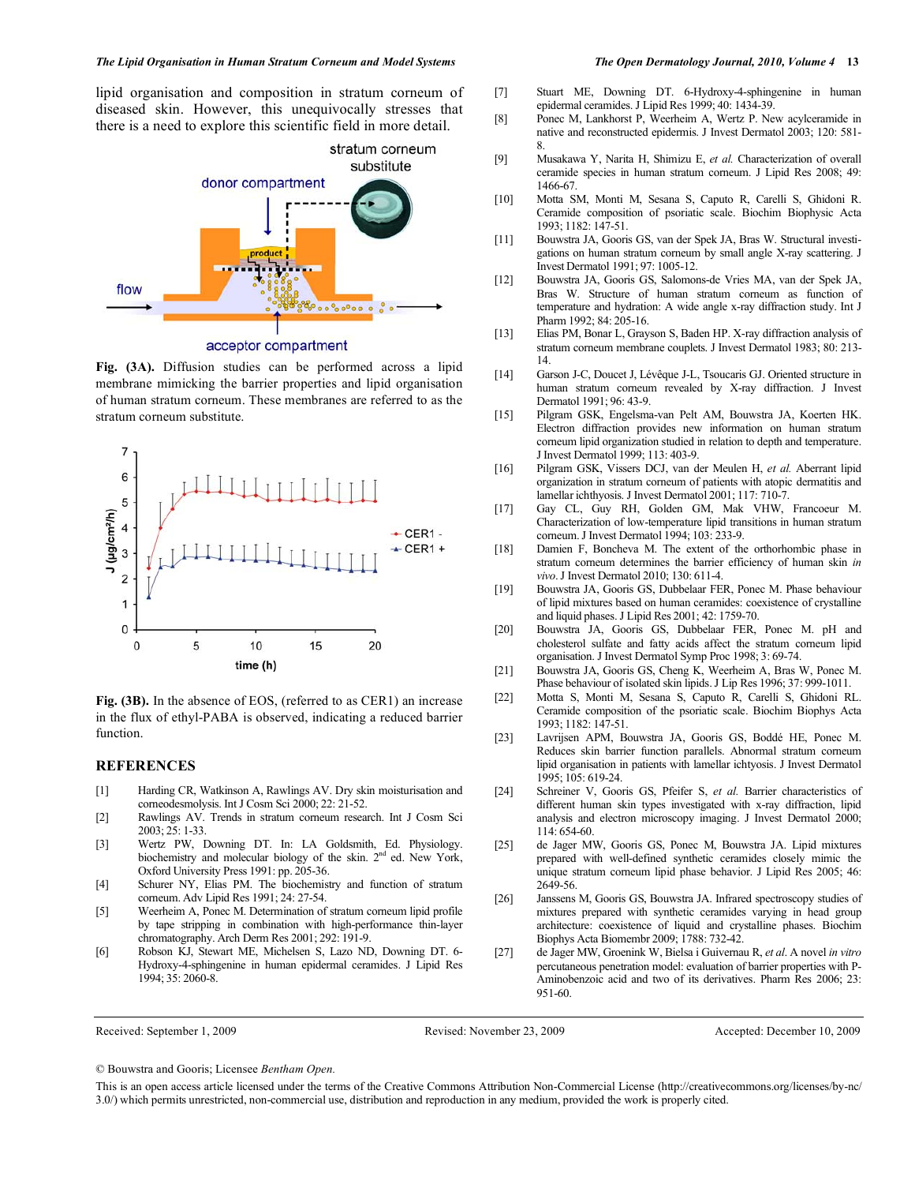lipid organisation and composition in stratum corneum of diseased skin. However, this unequivocally stresses that there is a need to explore this scientific field in more detail.

stratum corneum substitute

donor compartment

product

flow

acceptor compartment

**Fig. (3A).** Diffusion studies can be performed across a lipid membrane mimicking the barrier properties and lipid organisation of human stratum corneum. These membranes are referred to as the stratum corneum substitute.

J (µg/cm²/h)

0
1
2
3
4
5
6
7

0
5
10
15
20

time (h)

CER1 -
CER1 +

**Fig. (3B).** In the absence of EOS, (referred to as CER1) an increase in the flux of ethyl-PABA is observed, indicating a reduced barrier function.

## REFERENCES

[1] Harding CR, Watkinson A, Rawlings AV. Dry skin moisturisation and corneodesmolysis. Int J Cosm Sci 2000; 22: 21-52.

[2] Rawlings AV. Trends in stratum corneum research. Int J Cosm Sci 2003; 25: 1-33.

[3] Wertz PW, Downing DT. In: LA Goldsmith, Ed. Physiology. biochemistry and molecular biology of the skin. 2nd ed. New York, Oxford University Press 1991: pp. 205-36.

[4] Schurer NY, Elias PM. The biochemistry and function of stratum corneum. Adv Lipid Res 1991; 24: 27-54.

[5] Weerheim A, Ponec M. Determination of stratum corneum lipid profile by tape stripping in combination with high-performance thin-layer chromatography. Arch Derm Res 2001; 292: 191-9.

[6] Robson KJ, Stewart ME, Michelsen S, Lazo ND, Downing DT. 6-Hydroxy-4-sphingenine in human epidermal ceramides. J Lipid Res 1994; 35: 2060-8.

[7] Stuart ME, Downing DT. 6-Hydroxy-4-sphingenine in human epidermal ceramides. J Lipid Res 1999; 40: 1434-39.

[8] Ponec M, Lankhorst P, Weerheim A, Wertz P. New acylceramide in native and reconstructed epidermis. J Invest Dermatol 2003; 120: 581-8.

[9] Musakawa Y, Narita H, Shimizu E, *et al.* Characterization of overall ceramide species in human stratum corneum. J Lipid Res 2008; 49: 1466-67.

[10] Motta SM, Monti M, Sesana S, Caputo R, Carelli S, Ghidoni R. Ceramide composition of psoriatic scale. Biochim Biophysic Acta 1993; 1182: 147-51.

[11] Bouwstra JA, Gooris GS, van der Spek JA, Bras W. Structural investigations on human stratum corneum by small angle X-ray scattering. J Invest Dermatol 1991; 97: 1005-12.

[12] Bouwstra JA, Gooris GS, Salomons-de Vries MA, van der Spek JA, Bras W. Structure of human stratum corneum as function of temperature and hydration: A wide angle x-ray diffraction study. Int J Pharm 1992; 84: 205-16.

[13] Elias PM, Bonar L, Grayson S, Baden HP. X-ray diffraction analysis of stratum corneum membrane couplets. J Invest Dermatol 1983; 80: 213-14.

[14] Garson J-C, Doucet J, Lévêque J-L, Tsoucaris GJ. Oriented structure in human stratum corneum revealed by X-ray diffraction. J Invest Dermatol 1991; 96: 43-9.

[15] Pilgram GSK, Engelsma-van Pelt AM, Bouwstra JA, Koerten HK. Electron diffraction provides new information on human stratum corneum lipid organization studied in relation to depth and temperature. J Invest Dermatol 1999; 113: 403-9.

[16] Pilgram GSK, Vissers DCJ, van der Meulen H, *et al.* Aberrant lipid organization in stratum corneum of patients with atopic dermatitis and lamellar ichthyosis. J Invest Dermatol 2001; 117: 710-7.

[17] Gay CL, Guy RH, Golden GM, Mak VHW, Francoeur M. Characterization of low-temperature lipid transitions in human stratum corneum. J Invest Dermatol 1994; 103: 233-9.

[18] Damien F, Boncheva M. The extent of the orthorhombic phase in stratum corneum determines the barrier efficiency of human skin *in vivo*. J Invest Dermatol 2010; 130: 611-4.

[19] Bouwstra JA, Gooris GS, Dubbelaar FER, Ponec M. Phase behaviour of lipid mixtures based on human ceramides: coexistence of crystalline and liquid phases. J Lipid Res 2001; 42: 1759-70.

[20] Bouwstra JA, Gooris GS, Dubbelaar FER, Ponec M. pH and cholesterol sulfate and fatty acids affect the stratum corneum lipid organisation. J Invest Dermatol Symp Proc 1998; 3: 69-74.

[21] Bouwstra JA, Gooris GS, Cheng K, Weerheim A, Bras W, Ponec M. Phase behaviour of isolated skin lipids. J Lip Res 1996; 37: 999-1011.

[22] Motta S, Monti M, Sesana S, Caputo R, Carelli S, Ghidoni RL. Ceramide composition of the psoriatic scale. Biochim Biophys Acta 1993; 1182: 147-51.

[23] Lavrijsen APM, Bouwstra JA, Gooris GS, Boddé HE, Ponec M. Reduces skin barrier function parallels. Abnormal stratum corneum lipid organisation in patients with lamellar ichtyosis. J Invest Dermatol 1995; 105: 619-24.

[24] Schreiner V, Gooris GS, Pfeifer S, *et al.* Barrier characteristics of different human skin types investigated with x-ray diffraction, lipid analysis and electron microscopy imaging. J Invest Dermatol 2000; 114: 654-60.

[25] de Jager MW, Gooris GS, Ponec M, Bouwstra JA. Lipid mixtures prepared with well-defined synthetic ceramides closely mimic the unique stratum corneum lipid phase behavior. J Lipid Res 2005; 46: 2649-56.

[26] Janssens M, Gooris GS, Bouwstra JA. Infrared spectroscopy studies of mixtures prepared with synthetic ceramides varying in head group architecture: coexistence of liquid and crystalline phases. Biochim Biophys Acta Biomembr 2009; 1788: 732-42.

[27] de Jager MW, Groenink W, Bielsa i Guivernau R, *et al.* A novel *in vitro* percutaneous penetration model: evaluation of barrier properties with P-Aminobenzoic acid and two of its derivatives. Pharm Res 2006; 23: 951-60.

Received: September 1, 2009 Revised: November 23, 2009 Accepted: December 10, 2009

© Bouwstra and Gooris; Licensee *Bentham Open*.

This is an open access article licensed under the terms of the Creative Commons Attribution Non-Commercial License (http://creativecommons.org/licenses/by-nc/3.0/) which permits unrestricted, non-commercial use, distribution and reproduction in any medium, provided the work is properly cited.